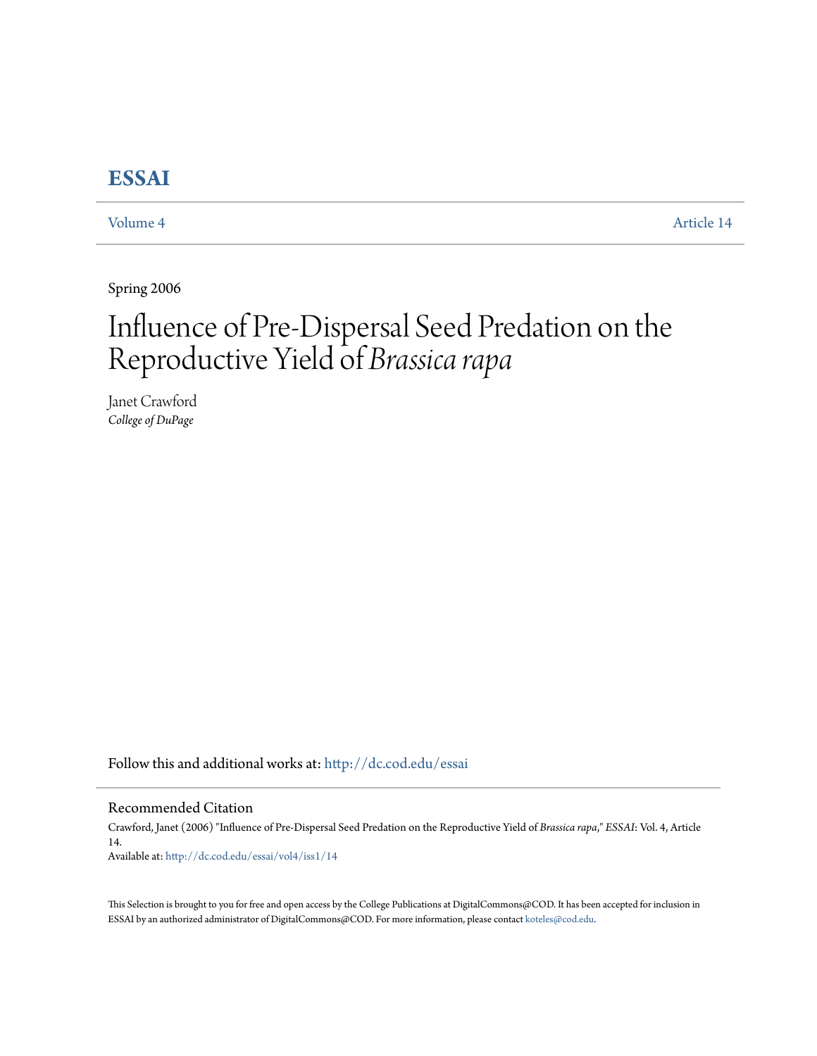# ESSAI

Volume 4 | Article 14

Spring 2006

# Influence of Pre-Dispersal Seed Predation on the Reproductive Yield of *Brassica rapa*

Janet Crawford
*College of DuPage*

Follow this and additional works at: http://dc.cod.edu/essai

## Recommended Citation

Crawford, Janet (2006) "Influence of Pre-Dispersal Seed Predation on the Reproductive Yield of *Brassica rapa*," *ESSAI*: Vol. 4, Article 14.
Available at: http://dc.cod.edu/essai/vol4/iss1/14

This Selection is brought to you for free and open access by the College Publications at DigitalCommons@COD. It has been accepted for inclusion in ESSAI by an authorized administrator of DigitalCommons@COD. For more information, please contact koteles@cod.edu.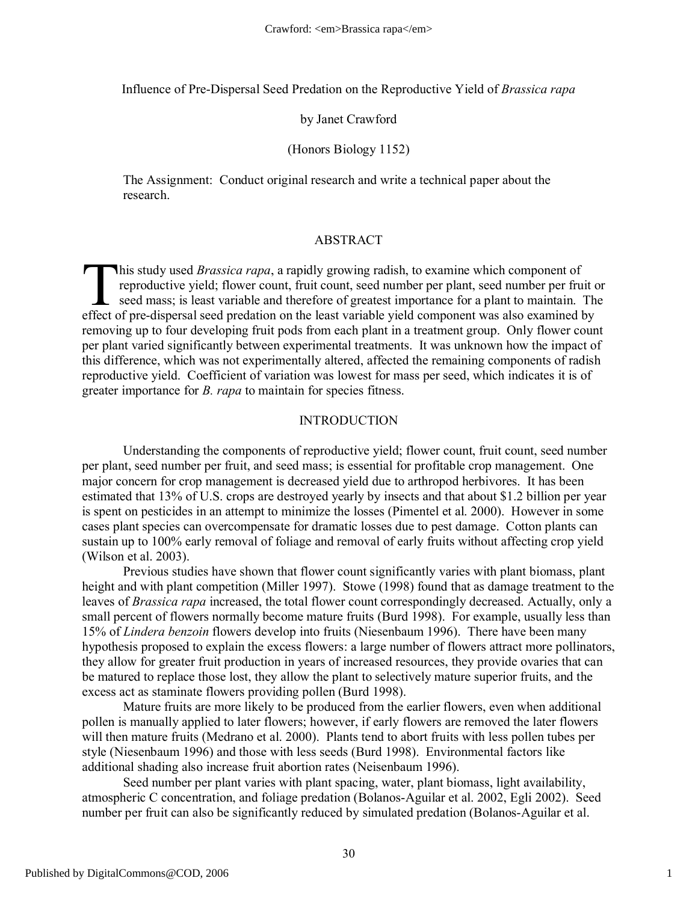Influence of Pre-Dispersal Seed Predation on the Reproductive Yield of *Brassica rapa*

by Janet Crawford

(Honors Biology 1152)

The Assignment: Conduct original research and write a technical paper about the research.

## ABSTRACT

This study used *Brassica rapa*, a rapidly growing radish, to examine which component of reproductive yield; flower count, fruit count, seed number per plant, seed number per fruit or seed mass; is least variable and therefore of greatest importance for a plant to maintain. The effect of pre-dispersal seed predation on the least variable yield component was also examined by removing up to four developing fruit pods from each plant in a treatment group. Only flower count per plant varied significantly between experimental treatments. It was unknown how the impact of this difference, which was not experimentally altered, affected the remaining components of radish reproductive yield. Coefficient of variation was lowest for mass per seed, which indicates it is of greater importance for *B. rapa* to maintain for species fitness.

## INTRODUCTION

Understanding the components of reproductive yield; flower count, fruit count, seed number per plant, seed number per fruit, and seed mass; is essential for profitable crop management. One major concern for crop management is decreased yield due to arthropod herbivores. It has been estimated that 13% of U.S. crops are destroyed yearly by insects and that about $1.2 billion per year is spent on pesticides in an attempt to minimize the losses (Pimentel et al. 2000). However in some cases plant species can overcompensate for dramatic losses due to pest damage. Cotton plants can sustain up to 100% early removal of foliage and removal of early fruits without affecting crop yield (Wilson et al. 2003).

Previous studies have shown that flower count significantly varies with plant biomass, plant height and with plant competition (Miller 1997). Stowe (1998) found that as damage treatment to the leaves of *Brassica rapa* increased, the total flower count correspondingly decreased. Actually, only a small percent of flowers normally become mature fruits (Burd 1998). For example, usually less than 15% of *Lindera benzoin* flowers develop into fruits (Niesenbaum 1996). There have been many hypothesis proposed to explain the excess flowers: a large number of flowers attract more pollinators, they allow for greater fruit production in years of increased resources, they provide ovaries that can be matured to replace those lost, they allow the plant to selectively mature superior fruits, and the excess act as staminate flowers providing pollen (Burd 1998).

Mature fruits are more likely to be produced from the earlier flowers, even when additional pollen is manually applied to later flowers; however, if early flowers are removed the later flowers will then mature fruits (Medrano et al. 2000). Plants tend to abort fruits with less pollen tubes per style (Niesenbaum 1996) and those with less seeds (Burd 1998). Environmental factors like additional shading also increase fruit abortion rates (Neisenbaum 1996).

Seed number per plant varies with plant spacing, water, plant biomass, light availability, atmospheric C concentration, and foliage predation (Bolanos-Aguilar et al. 2002, Egli 2002). Seed number per fruit can also be significantly reduced by simulated predation (Bolanos-Aguilar et al.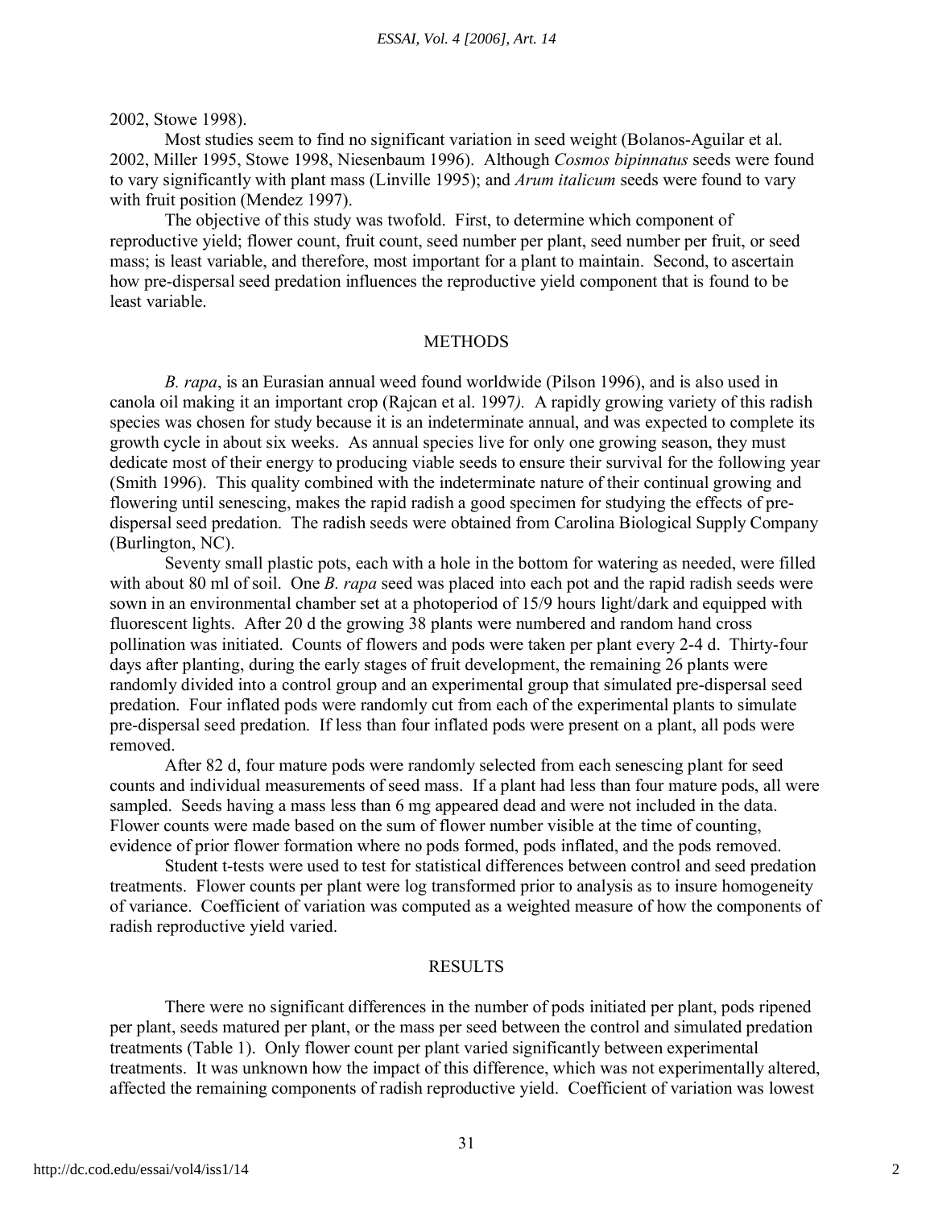2002, Stowe 1998).

Most studies seem to find no significant variation in seed weight (Bolanos-Aguilar et al. 2002, Miller 1995, Stowe 1998, Niesenbaum 1996). Although *Cosmos bipinnatus* seeds were found to vary significantly with plant mass (Linville 1995); and *Arum italicum* seeds were found to vary with fruit position (Mendez 1997).

The objective of this study was twofold. First, to determine which component of reproductive yield; flower count, fruit count, seed number per plant, seed number per fruit, or seed mass; is least variable, and therefore, most important for a plant to maintain. Second, to ascertain how pre-dispersal seed predation influences the reproductive yield component that is found to be least variable.

## METHODS

*B. rapa*, is an Eurasian annual weed found worldwide (Pilson 1996), and is also used in canola oil making it an important crop (Rajcan et al. 1997*)*. A rapidly growing variety of this radish species was chosen for study because it is an indeterminate annual, and was expected to complete its growth cycle in about six weeks. As annual species live for only one growing season, they must dedicate most of their energy to producing viable seeds to ensure their survival for the following year (Smith 1996). This quality combined with the indeterminate nature of their continual growing and flowering until senescing, makes the rapid radish a good specimen for studying the effects of pre-dispersal seed predation. The radish seeds were obtained from Carolina Biological Supply Company (Burlington, NC).

Seventy small plastic pots, each with a hole in the bottom for watering as needed, were filled with about 80 ml of soil. One *B. rapa* seed was placed into each pot and the rapid radish seeds were sown in an environmental chamber set at a photoperiod of 15/9 hours light/dark and equipped with fluorescent lights. After 20 d the growing 38 plants were numbered and random hand cross pollination was initiated. Counts of flowers and pods were taken per plant every 2-4 d. Thirty-four days after planting, during the early stages of fruit development, the remaining 26 plants were randomly divided into a control group and an experimental group that simulated pre-dispersal seed predation. Four inflated pods were randomly cut from each of the experimental plants to simulate pre-dispersal seed predation. If less than four inflated pods were present on a plant, all pods were removed.

After 82 d, four mature pods were randomly selected from each senescing plant for seed counts and individual measurements of seed mass. If a plant had less than four mature pods, all were sampled. Seeds having a mass less than 6 mg appeared dead and were not included in the data. Flower counts were made based on the sum of flower number visible at the time of counting, evidence of prior flower formation where no pods formed, pods inflated, and the pods removed.

Student t-tests were used to test for statistical differences between control and seed predation treatments. Flower counts per plant were log transformed prior to analysis as to insure homogeneity of variance. Coefficient of variation was computed as a weighted measure of how the components of radish reproductive yield varied.

## RESULTS

There were no significant differences in the number of pods initiated per plant, pods ripened per plant, seeds matured per plant, or the mass per seed between the control and simulated predation treatments (Table 1). Only flower count per plant varied significantly between experimental treatments. It was unknown how the impact of this difference, which was not experimentally altered, affected the remaining components of radish reproductive yield. Coefficient of variation was lowest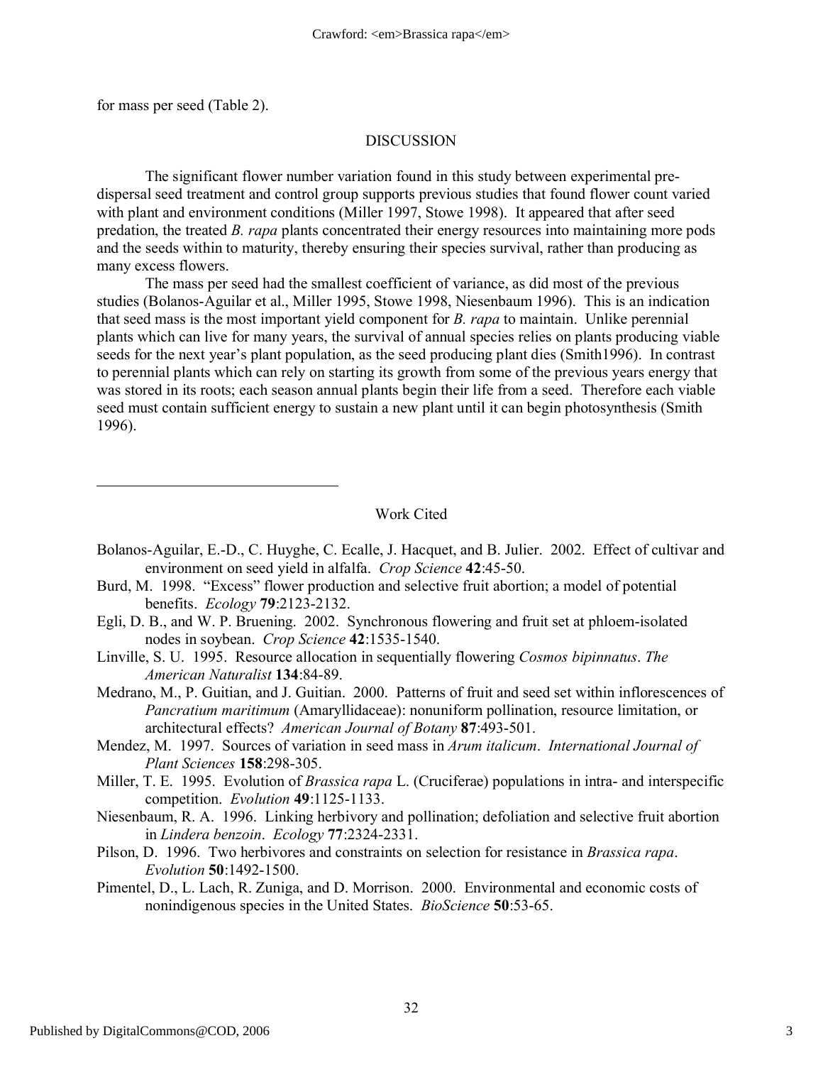for mass per seed (Table 2).

## DISCUSSION

The significant flower number variation found in this study between experimental pre-dispersal seed treatment and control group supports previous studies that found flower count varied with plant and environment conditions (Miller 1997, Stowe 1998). It appeared that after seed predation, the treated *B. rapa* plants concentrated their energy resources into maintaining more pods and the seeds within to maturity, thereby ensuring their species survival, rather than producing as many excess flowers.

The mass per seed had the smallest coefficient of variance, as did most of the previous studies (Bolanos-Aguilar et al., Miller 1995, Stowe 1998, Niesenbaum 1996). This is an indication that seed mass is the most important yield component for *B. rapa* to maintain. Unlike perennial plants which can live for many years, the survival of annual species relies on plants producing viable seeds for the next year's plant population, as the seed producing plant dies (Smith1996). In contrast to perennial plants which can rely on starting its growth from some of the previous years energy that was stored in its roots; each season annual plants begin their life from a seed. Therefore each viable seed must contain sufficient energy to sustain a new plant until it can begin photosynthesis (Smith 1996).

---

## Work Cited

Bolanos-Aguilar, E.-D., C. Huyghe, C. Ecalle, J. Hacquet, and B. Julier. 2002. Effect of cultivar and environment on seed yield in alfalfa. *Crop Science* **42**:45-50.

Burd, M. 1998. "Excess" flower production and selective fruit abortion; a model of potential benefits. *Ecology* **79**:2123-2132.

Egli, D. B., and W. P. Bruening. 2002. Synchronous flowering and fruit set at phloem-isolated nodes in soybean. *Crop Science* **42**:1535-1540.

Linville, S. U. 1995. Resource allocation in sequentially flowering *Cosmos bipinnatus*. *The American Naturalist* **134**:84-89.

Medrano, M., P. Guitian, and J. Guitian. 2000. Patterns of fruit and seed set within inflorescences of *Pancratium maritimum* (Amaryllidaceae): nonuniform pollination, resource limitation, or architectural effects? *American Journal of Botany* **87**:493-501.

Mendez, M. 1997. Sources of variation in seed mass in *Arum italicum*. *International Journal of Plant Sciences* **158**:298-305.

Miller, T. E. 1995. Evolution of *Brassica rapa* L. (Cruciferae) populations in intra- and interspecific competition. *Evolution* **49**:1125-1133.

Niesenbaum, R. A. 1996. Linking herbivory and pollination; defoliation and selective fruit abortion in *Lindera benzoin*. *Ecology* **77**:2324-2331.

Pilson, D. 1996. Two herbivores and constraints on selection for resistance in *Brassica rapa*. *Evolution* **50**:1492-1500.

Pimentel, D., L. Lach, R. Zuniga, and D. Morrison. 2000. Environmental and economic costs of nonindigenous species in the United States. *BioScience* **50**:53-65.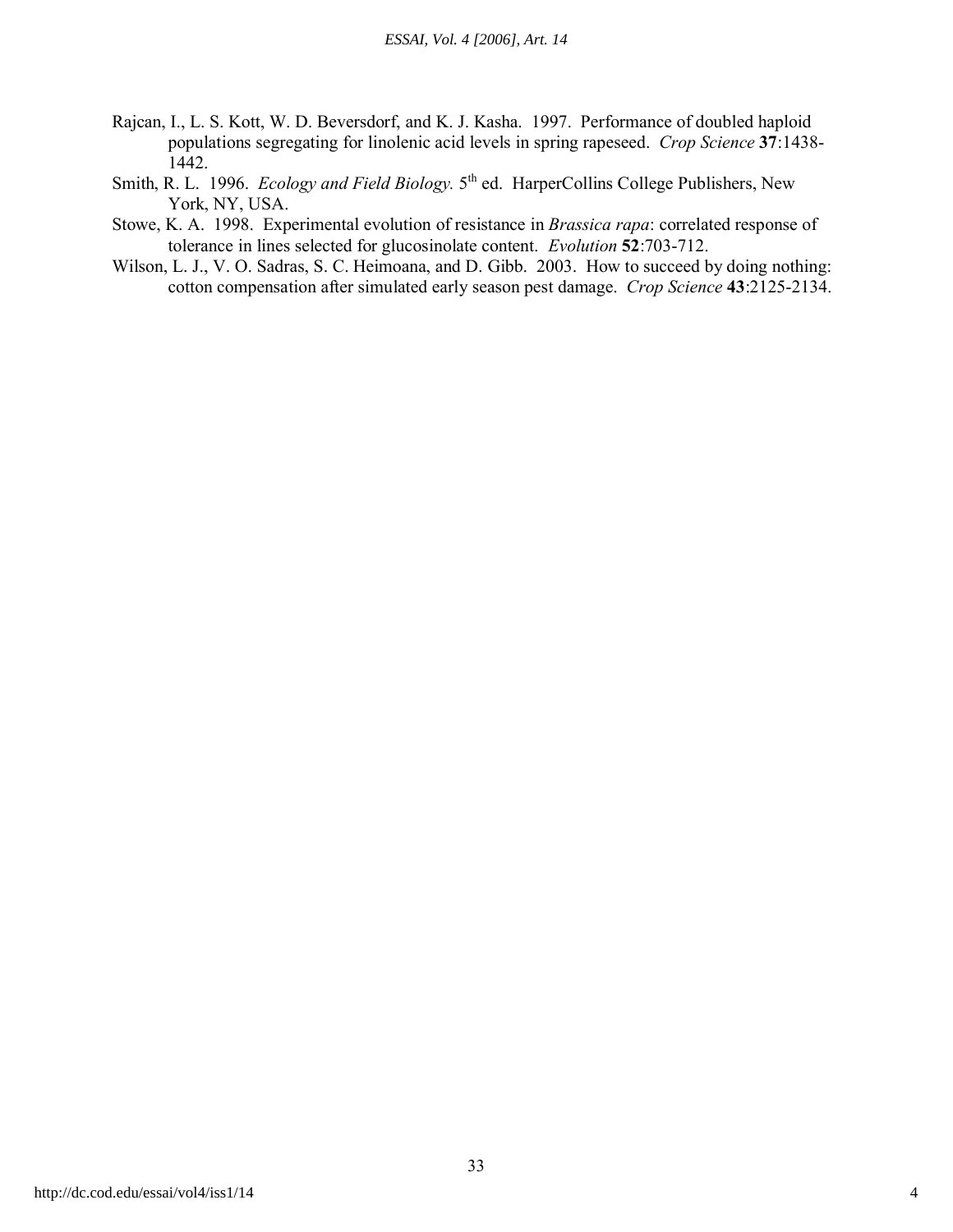Rajcan, I., L. S. Kott, W. D. Beversdorf, and K. J. Kasha. 1997. Performance of doubled haploid populations segregating for linolenic acid levels in spring rapeseed. *Crop Science* **37**:1438-1442.

Smith, R. L. 1996. *Ecology and Field Biology.* 5th ed. HarperCollins College Publishers, New York, NY, USA.

Stowe, K. A. 1998. Experimental evolution of resistance in *Brassica rapa*: correlated response of tolerance in lines selected for glucosinolate content. *Evolution* **52**:703-712.

Wilson, L. J., V. O. Sadras, S. C. Heimoana, and D. Gibb. 2003. How to succeed by doing nothing: cotton compensation after simulated early season pest damage. *Crop Science* **43**:2125-2134.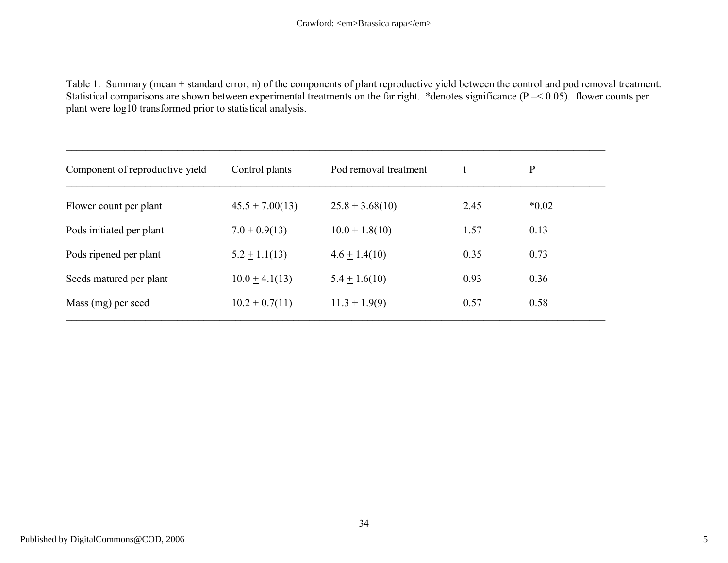Table 1. Summary (mean ± standard error; n) of the components of plant reproductive yield between the control and pod removal treatment. Statistical comparisons are shown between experimental treatments on the far right. *denotes significance (P –≤ 0.05). flower counts per plant were log10 transformed prior to statistical analysis.

| Component of reproductive yield | Control plants | Pod removal treatment | t | P |
|---|---|---|---|---|
| Flower count per plant | 45.5 ± 7.00(13) | 25.8 ± 3.68(10) | 2.45 | *0.02 |
| Pods initiated per plant | 7.0 ± 0.9(13) | 10.0 ± 1.8(10) | 1.57 | 0.13 |
| Pods ripened per plant | 5.2 ± 1.1(13) | 4.6 ± 1.4(10) | 0.35 | 0.73 |
| Seeds matured per plant | 10.0 ± 4.1(13) | 5.4 ± 1.6(10) | 0.93 | 0.36 |
| Mass (mg) per seed | 10.2 ± 0.7(11) | 11.3 ± 1.9(9) | 0.57 | 0.58 |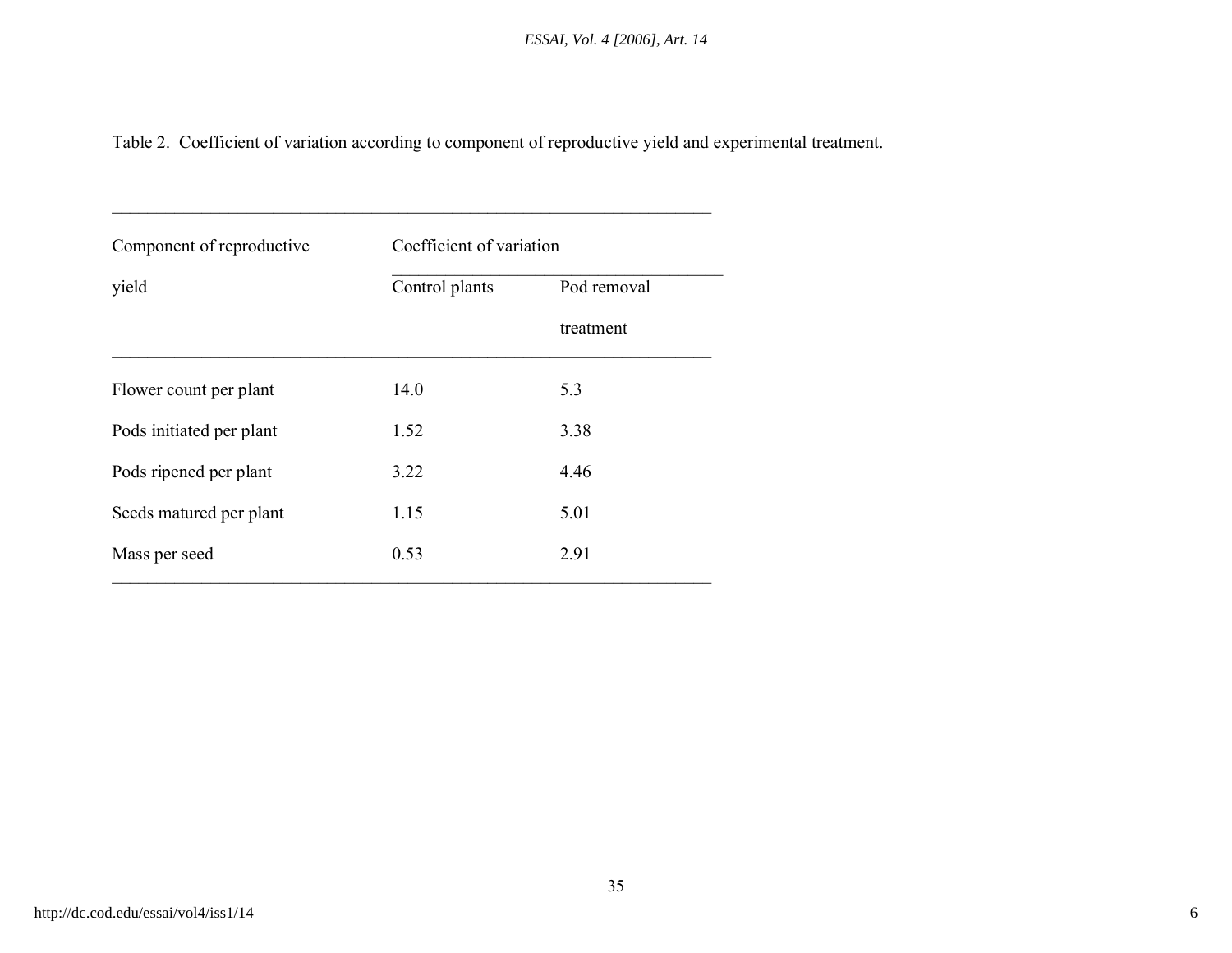Table 2. Coefficient of variation according to component of reproductive yield and experimental treatment.

| Component of reproductive yield | Coefficient of variation | |
|---|---|---|
| | Control plants | Pod removal treatment |
| Flower count per plant | 14.0 | 5.3 |
| Pods initiated per plant | 1.52 | 3.38 |
| Pods ripened per plant | 3.22 | 4.46 |
| Seeds matured per plant | 1.15 | 5.01 |
| Mass per seed | 0.53 | 2.91 |